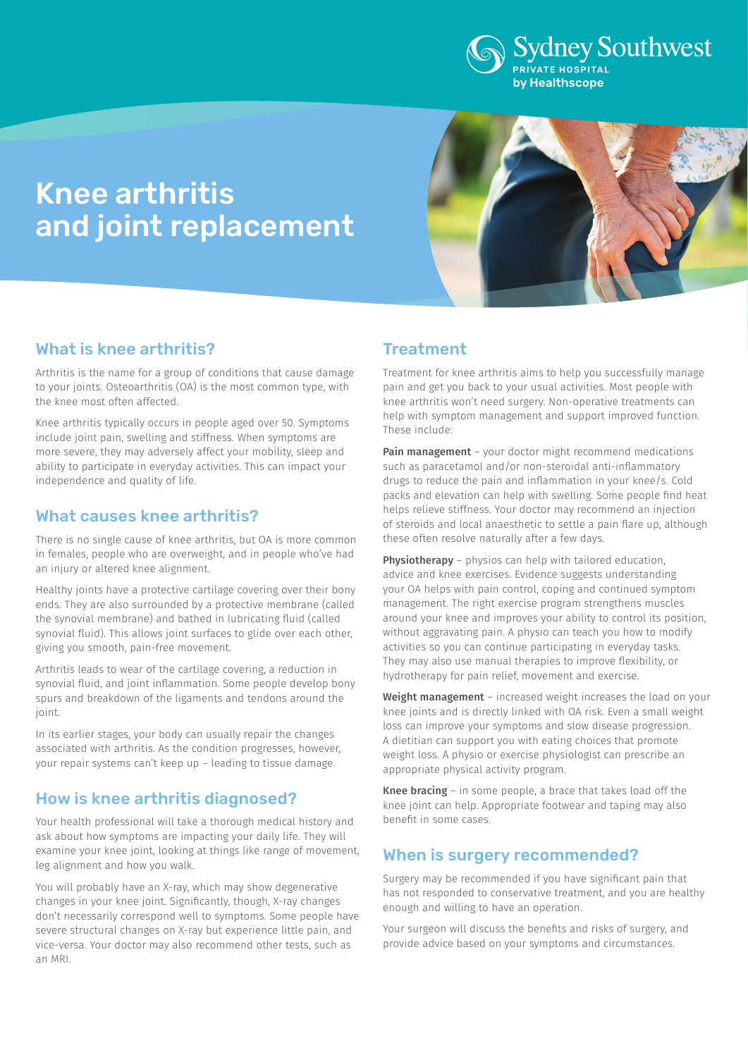Sydney Southwest
PRIVATE HOSPITAL
by Healthscope

# Knee arthritis and joint replacement

## What is knee arthritis?

Arthritis is the name for a group of conditions that cause damage to your joints. Osteoarthritis (OA) is the most common type, with the knee most often affected.

Knee arthritis typically occurs in people aged over 50. Symptoms include joint pain, swelling and stiffness. When symptoms are more severe, they may adversely affect your mobility, sleep and ability to participate in everyday activities. This can impact your independence and quality of life.

## What causes knee arthritis?

There is no single cause of knee arthritis, but OA is more common in females, people who are overweight, and in people who've had an injury or altered knee alignment.

Healthy joints have a protective cartilage covering over their bony ends. They are also surrounded by a protective membrane (called the synovial membrane) and bathed in lubricating fluid (called synovial fluid). This allows joint surfaces to glide over each other, giving you smooth, pain-free movement.

Arthritis leads to wear of the cartilage covering, a reduction in synovial fluid, and joint inflammation. Some people develop bony spurs and breakdown of the ligaments and tendons around the joint.

In its earlier stages, your body can usually repair the changes associated with arthritis. As the condition progresses, however, your repair systems can't keep up – leading to tissue damage.

## How is knee arthritis diagnosed?

Your health professional will take a thorough medical history and ask about how symptoms are impacting your daily life. They will examine your knee joint, looking at things like range of movement, leg alignment and how you walk.

You will probably have an X-ray, which may show degenerative changes in your knee joint. Significantly, though, X-ray changes don't necessarily correspond well to symptoms. Some people have severe structural changes on X-ray but experience little pain, and vice-versa. Your doctor may also recommend other tests, such as an MRI.

## Treatment

Treatment for knee arthritis aims to help you successfully manage pain and get you back to your usual activities. Most people with knee arthritis won't need surgery. Non-operative treatments can help with symptom management and support improved function. These include:

**Pain management** – your doctor might recommend medications such as paracetamol and/or non-steroidal anti-inflammatory drugs to reduce the pain and inflammation in your knee/s. Cold packs and elevation can help with swelling. Some people find heat helps relieve stiffness. Your doctor may recommend an injection of steroids and local anaesthetic to settle a pain flare up, although these often resolve naturally after a few days.

**Physiotherapy** – physios can help with tailored education, advice and knee exercises. Evidence suggests understanding your OA helps with pain control, coping and continued symptom management. The right exercise program strengthens muscles around your knee and improves your ability to control its position, without aggravating pain. A physio can teach you how to modify activities so you can continue participating in everyday tasks. They may also use manual therapies to improve flexibility, or hydrotherapy for pain relief, movement and exercise.

**Weight management** – increased weight increases the load on your knee joints and is directly linked with OA risk. Even a small weight loss can improve your symptoms and slow disease progression. A dietitian can support you with eating choices that promote weight loss. A physio or exercise physiologist can prescribe an appropriate physical activity program.

**Knee bracing** – in some people, a brace that takes load off the knee joint can help. Appropriate footwear and taping may also benefit in some cases.

## When is surgery recommended?

Surgery may be recommended if you have significant pain that has not responded to conservative treatment, and you are healthy enough and willing to have an operation.

Your surgeon will discuss the benefits and risks of surgery, and provide advice based on your symptoms and circumstances.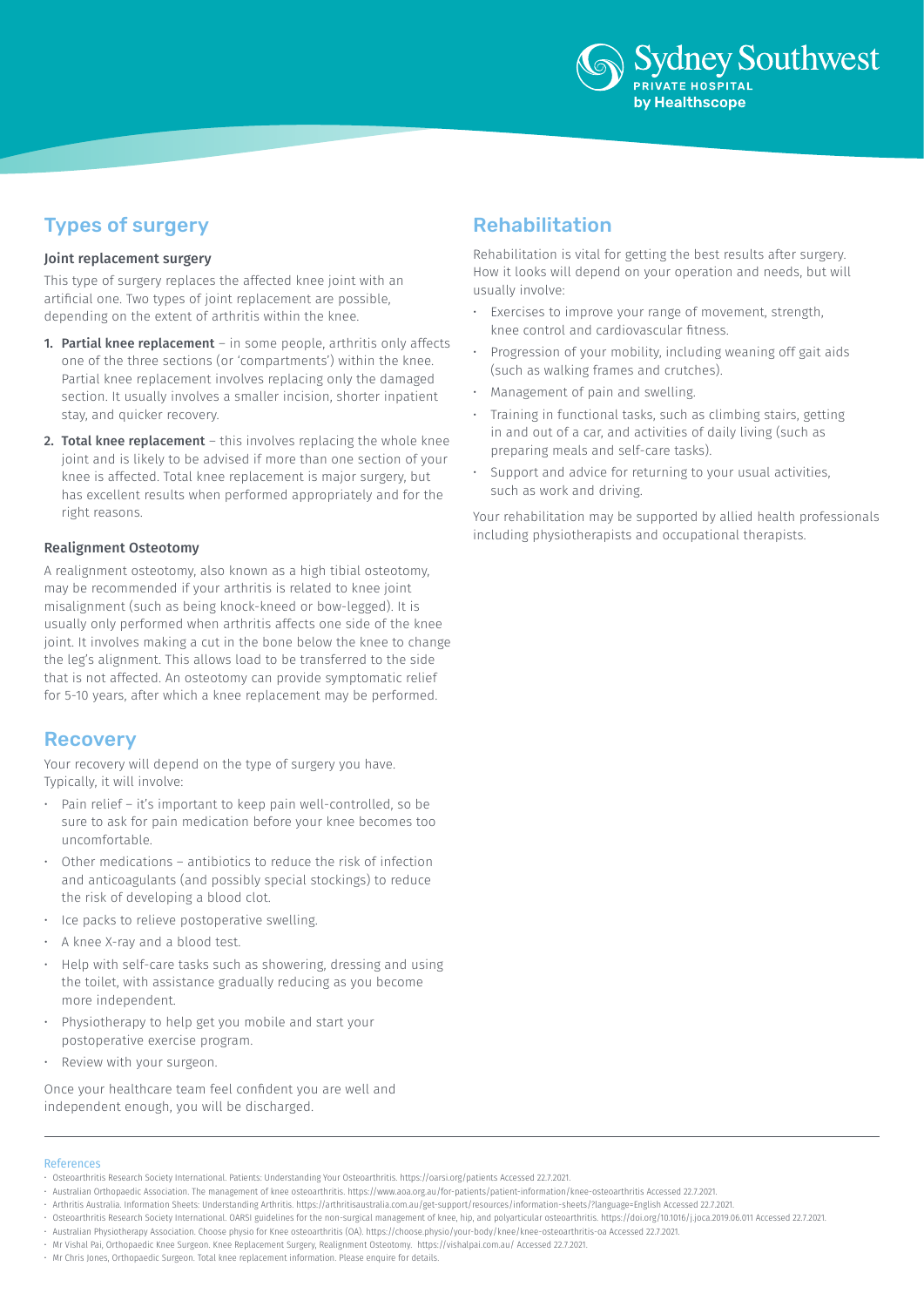## Types of surgery

### Joint replacement surgery

This type of surgery replaces the affected knee joint with an artificial one. Two types of joint replacement are possible, depending on the extent of arthritis within the knee.

1. **Partial knee replacement** – in some people, arthritis only affects one of the three sections (or 'compartments') within the knee. Partial knee replacement involves replacing only the damaged section. It usually involves a smaller incision, shorter inpatient stay, and quicker recovery.
2. **Total knee replacement** – this involves replacing the whole knee joint and is likely to be advised if more than one section of your knee is affected. Total knee replacement is major surgery, but has excellent results when performed appropriately and for the right reasons.

### Realignment Osteotomy

A realignment osteotomy, also known as a high tibial osteotomy, may be recommended if your arthritis is related to knee joint misalignment (such as being knock-kneed or bow-legged). It is usually only performed when arthritis affects one side of the knee joint. It involves making a cut in the bone below the knee to change the leg's alignment. This allows load to be transferred to the side that is not affected. An osteotomy can provide symptomatic relief for 5-10 years, after which a knee replacement may be performed.

## Recovery

Your recovery will depend on the type of surgery you have. Typically, it will involve:

- Pain relief – it's important to keep pain well-controlled, so be sure to ask for pain medication before your knee becomes too uncomfortable.
- Other medications – antibiotics to reduce the risk of infection and anticoagulants (and possibly special stockings) to reduce the risk of developing a blood clot.
- Ice packs to relieve postoperative swelling.
- A knee X-ray and a blood test.
- Help with self-care tasks such as showering, dressing and using the toilet, with assistance gradually reducing as you become more independent.
- Physiotherapy to help get you mobile and start your postoperative exercise program.
- Review with your surgeon.

Once your healthcare team feel confident you are well and independent enough, you will be discharged.

## Rehabilitation

Rehabilitation is vital for getting the best results after surgery. How it looks will depend on your operation and needs, but will usually involve:

- Exercises to improve your range of movement, strength, knee control and cardiovascular fitness.
- Progression of your mobility, including weaning off gait aids (such as walking frames and crutches).
- Management of pain and swelling.
- Training in functional tasks, such as climbing stairs, getting in and out of a car, and activities of daily living (such as preparing meals and self-care tasks).
- Support and advice for returning to your usual activities, such as work and driving.

Your rehabilitation may be supported by allied health professionals including physiotherapists and occupational therapists.

---

References

- Osteoarthritis Research Society International. Patients: Understanding Your Osteoarthritis. https://oarsi.org/patients Accessed 22.7.2021.
- Australian Orthopaedic Association. The management of knee osteoarthritis. https://www.aoa.org.au/for-patients/patient-information/knee-osteoarthritis Accessed 22.7.2021.
- Arthritis Australia. Information Sheets: Understanding Arthritis. https://arthritisaustralia.com.au/get-support/resources/information-sheets/?language=English Accessed 22.7.2021.
- Osteoarthritis Research Society International. OARSI guidelines for the non-surgical management of knee, hip, and polyarticular osteoarthritis. https://doi.org/10.1016/j.joca.2019.06.011 Accessed 22.7.2021.
- Australian Physiotherapy Association. Choose physio for Knee osteoarthritis (OA). https://choose.physio/your-body/knee/knee-osteoarthritis-oa Accessed 22.7.2021.
- Mr Vishal Pai, Orthopaedic Knee Surgeon. Knee Replacement Surgery, Realignment Osteotomy. https://vishalpai.com.au/ Accessed 22.7.2021.
- Mr Chris Jones, Orthopaedic Surgeon. Total knee replacement information. Please enquire for details.